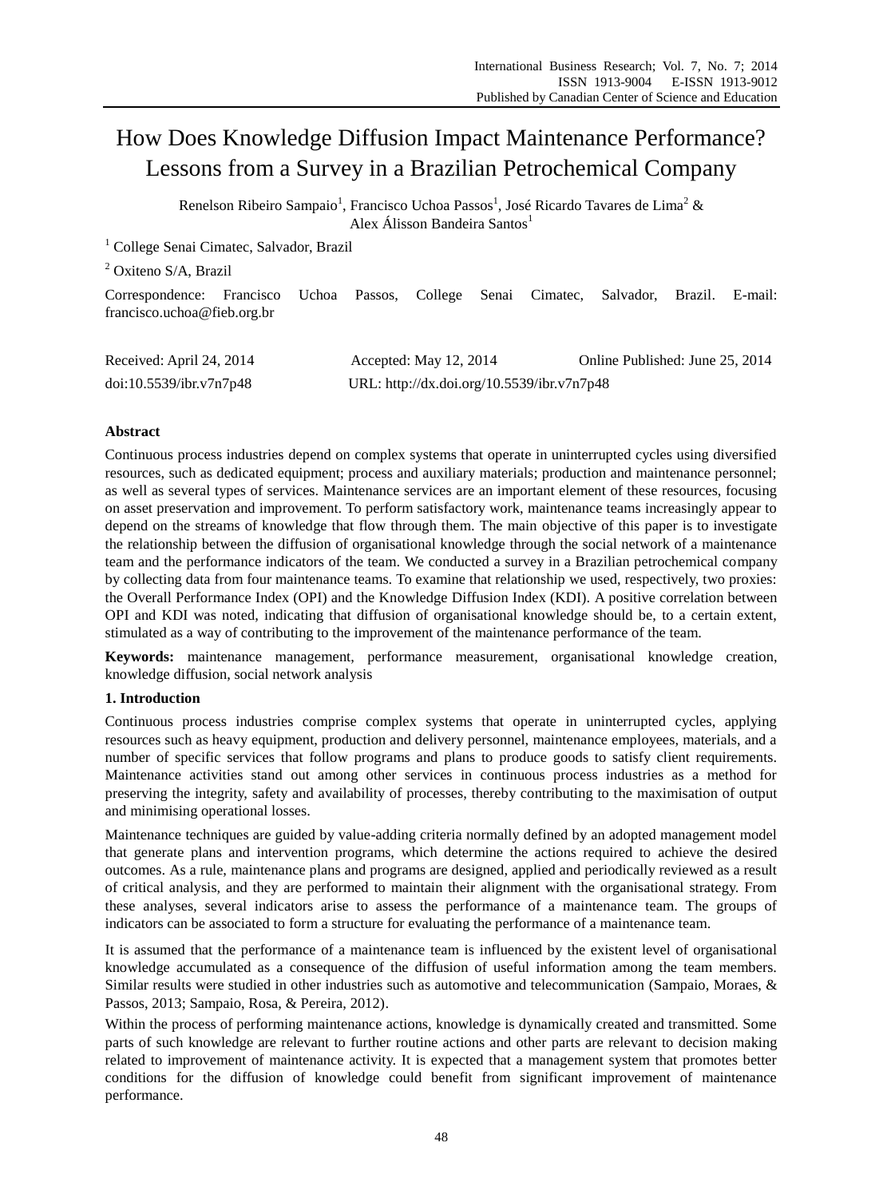# How Does Knowledge Diffusion Impact Maintenance Performance? Lessons from a Survey in a Brazilian Petrochemical Company

Renelson Ribeiro Sampaio[1], Francisco Uchoa Passos[1], José Ricardo Tavares de Lima[2] & Alex Álisson Bandeira Santos[1]

[1] College Senai Cimatec, Salvador, Brazil

[2] Oxiteno S/A, Brazil

Correspondence: Francisco Uchoa Passos, College Senai Cimatec, Salvador, Brazil. E-mail: francisco.uchoa@fieb.org.br

Received: April 24, 2014 Accepted: May 12, 2014 Online Published: June 25, 2014

doi:10.5539/ibr.v7n7p48 URL: http://dx.doi.org/10.5539/ibr.v7n7p48

**Abstract**

Continuous process industries depend on complex systems that operate in uninterrupted cycles using diversified resources, such as dedicated equipment; process and auxiliary materials; production and maintenance personnel; as well as several types of services. Maintenance services are an important element of these resources, focusing on asset preservation and improvement. To perform satisfactory work, maintenance teams increasingly appear to depend on the streams of knowledge that flow through them. The main objective of this paper is to investigate the relationship between the diffusion of organisational knowledge through the social network of a maintenance team and the performance indicators of the team. We conducted a survey in a Brazilian petrochemical company by collecting data from four maintenance teams. To examine that relationship we used, respectively, two proxies: the Overall Performance Index (OPI) and the Knowledge Diffusion Index (KDI). A positive correlation between OPI and KDI was noted, indicating that diffusion of organisational knowledge should be, to a certain extent, stimulated as a way of contributing to the improvement of the maintenance performance of the team.

**Keywords:** maintenance management, performance measurement, organisational knowledge creation, knowledge diffusion, social network analysis

## 1. Introduction

Continuous process industries comprise complex systems that operate in uninterrupted cycles, applying resources such as heavy equipment, production and delivery personnel, maintenance employees, materials, and a number of specific services that follow programs and plans to produce goods to satisfy client requirements. Maintenance activities stand out among other services in continuous process industries as a method for preserving the integrity, safety and availability of processes, thereby contributing to the maximisation of output and minimising operational losses.

Maintenance techniques are guided by value-adding criteria normally defined by an adopted management model that generate plans and intervention programs, which determine the actions required to achieve the desired outcomes. As a rule, maintenance plans and programs are designed, applied and periodically reviewed as a result of critical analysis, and they are performed to maintain their alignment with the organisational strategy. From these analyses, several indicators arise to assess the performance of a maintenance team. The groups of indicators can be associated to form a structure for evaluating the performance of a maintenance team.

It is assumed that the performance of a maintenance team is influenced by the existent level of organisational knowledge accumulated as a consequence of the diffusion of useful information among the team members. Similar results were studied in other industries such as automotive and telecommunication (Sampaio, Moraes, & Passos, 2013; Sampaio, Rosa, & Pereira, 2012).

Within the process of performing maintenance actions, knowledge is dynamically created and transmitted. Some parts of such knowledge are relevant to further routine actions and other parts are relevant to decision making related to improvement of maintenance activity. It is expected that a management system that promotes better conditions for the diffusion of knowledge could benefit from significant improvement of maintenance performance.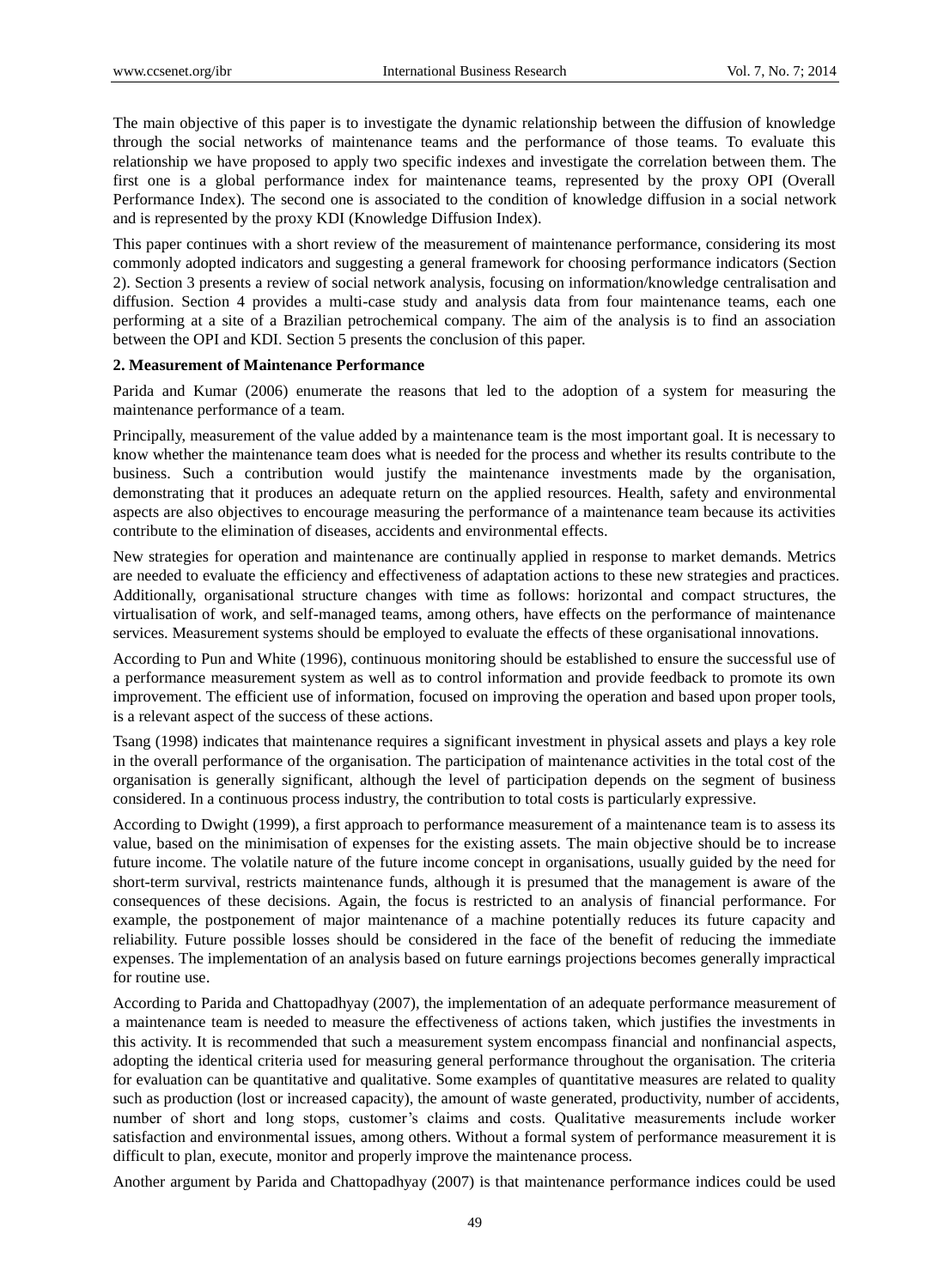The main objective of this paper is to investigate the dynamic relationship between the diffusion of knowledge through the social networks of maintenance teams and the performance of those teams. To evaluate this relationship we have proposed to apply two specific indexes and investigate the correlation between them. The first one is a global performance index for maintenance teams, represented by the proxy OPI (Overall Performance Index). The second one is associated to the condition of knowledge diffusion in a social network and is represented by the proxy KDI (Knowledge Diffusion Index).

This paper continues with a short review of the measurement of maintenance performance, considering its most commonly adopted indicators and suggesting a general framework for choosing performance indicators (Section 2). Section 3 presents a review of social network analysis, focusing on information/knowledge centralisation and diffusion. Section 4 provides a multi-case study and analysis data from four maintenance teams, each one performing at a site of a Brazilian petrochemical company. The aim of the analysis is to find an association between the OPI and KDI. Section 5 presents the conclusion of this paper.

## 2. Measurement of Maintenance Performance

Parida and Kumar (2006) enumerate the reasons that led to the adoption of a system for measuring the maintenance performance of a team.

Principally, measurement of the value added by a maintenance team is the most important goal. It is necessary to know whether the maintenance team does what is needed for the process and whether its results contribute to the business. Such a contribution would justify the maintenance investments made by the organisation, demonstrating that it produces an adequate return on the applied resources. Health, safety and environmental aspects are also objectives to encourage measuring the performance of a maintenance team because its activities contribute to the elimination of diseases, accidents and environmental effects.

New strategies for operation and maintenance are continually applied in response to market demands. Metrics are needed to evaluate the efficiency and effectiveness of adaptation actions to these new strategies and practices. Additionally, organisational structure changes with time as follows: horizontal and compact structures, the virtualisation of work, and self-managed teams, among others, have effects on the performance of maintenance services. Measurement systems should be employed to evaluate the effects of these organisational innovations.

According to Pun and White (1996), continuous monitoring should be established to ensure the successful use of a performance measurement system as well as to control information and provide feedback to promote its own improvement. The efficient use of information, focused on improving the operation and based upon proper tools, is a relevant aspect of the success of these actions.

Tsang (1998) indicates that maintenance requires a significant investment in physical assets and plays a key role in the overall performance of the organisation. The participation of maintenance activities in the total cost of the organisation is generally significant, although the level of participation depends on the segment of business considered. In a continuous process industry, the contribution to total costs is particularly expressive.

According to Dwight (1999), a first approach to performance measurement of a maintenance team is to assess its value, based on the minimisation of expenses for the existing assets. The main objective should be to increase future income. The volatile nature of the future income concept in organisations, usually guided by the need for short-term survival, restricts maintenance funds, although it is presumed that the management is aware of the consequences of these decisions. Again, the focus is restricted to an analysis of financial performance. For example, the postponement of major maintenance of a machine potentially reduces its future capacity and reliability. Future possible losses should be considered in the face of the benefit of reducing the immediate expenses. The implementation of an analysis based on future earnings projections becomes generally impractical for routine use.

According to Parida and Chattopadhyay (2007), the implementation of an adequate performance measurement of a maintenance team is needed to measure the effectiveness of actions taken, which justifies the investments in this activity. It is recommended that such a measurement system encompass financial and nonfinancial aspects, adopting the identical criteria used for measuring general performance throughout the organisation. The criteria for evaluation can be quantitative and qualitative. Some examples of quantitative measures are related to quality such as production (lost or increased capacity), the amount of waste generated, productivity, number of accidents, number of short and long stops, customer's claims and costs. Qualitative measurements include worker satisfaction and environmental issues, among others. Without a formal system of performance measurement it is difficult to plan, execute, monitor and properly improve the maintenance process.

Another argument by Parida and Chattopadhyay (2007) is that maintenance performance indices could be used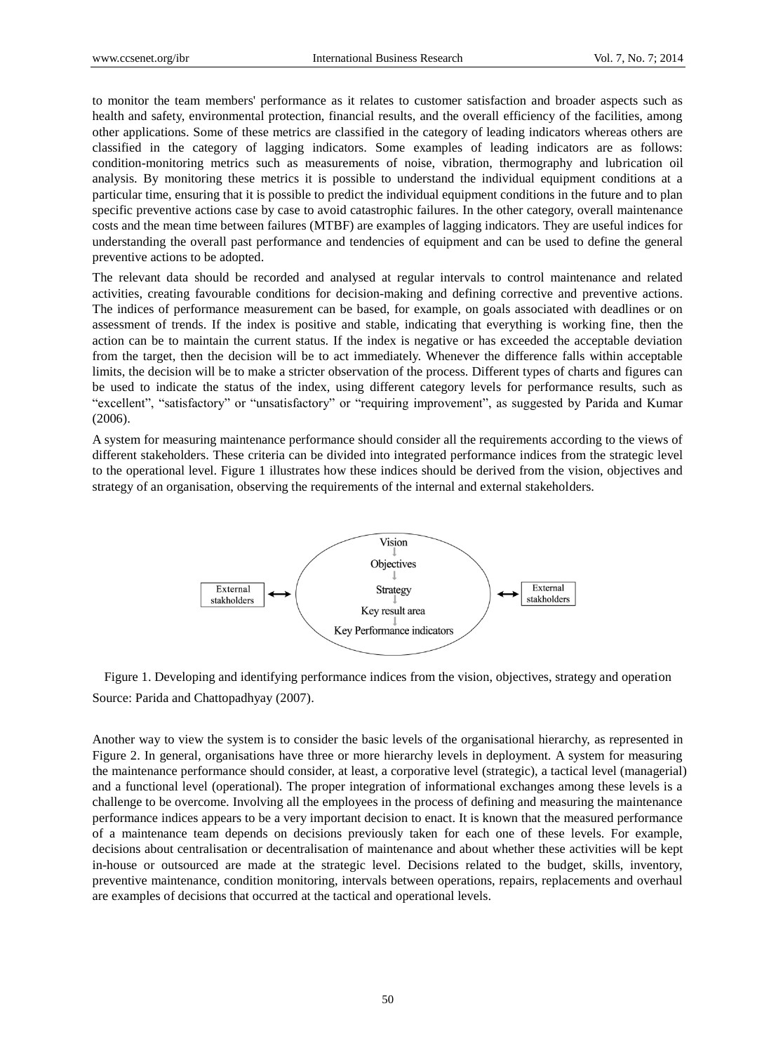to monitor the team members' performance as it relates to customer satisfaction and broader aspects such as health and safety, environmental protection, financial results, and the overall efficiency of the facilities, among other applications. Some of these metrics are classified in the category of leading indicators whereas others are classified in the category of lagging indicators. Some examples of leading indicators are as follows: condition-monitoring metrics such as measurements of noise, vibration, thermography and lubrication oil analysis. By monitoring these metrics it is possible to understand the individual equipment conditions at a particular time, ensuring that it is possible to predict the individual equipment conditions in the future and to plan specific preventive actions case by case to avoid catastrophic failures. In the other category, overall maintenance costs and the mean time between failures (MTBF) are examples of lagging indicators. They are useful indices for understanding the overall past performance and tendencies of equipment and can be used to define the general preventive actions to be adopted.

The relevant data should be recorded and analysed at regular intervals to control maintenance and related activities, creating favourable conditions for decision-making and defining corrective and preventive actions. The indices of performance measurement can be based, for example, on goals associated with deadlines or on assessment of trends. If the index is positive and stable, indicating that everything is working fine, then the action can be to maintain the current status. If the index is negative or has exceeded the acceptable deviation from the target, then the decision will be to act immediately. Whenever the difference falls within acceptable limits, the decision will be to make a stricter observation of the process. Different types of charts and figures can be used to indicate the status of the index, using different category levels for performance results, such as "excellent", "satisfactory" or "unsatisfactory" or "requiring improvement", as suggested by Parida and Kumar (2006).

A system for measuring maintenance performance should consider all the requirements according to the views of different stakeholders. These criteria can be divided into integrated performance indices from the strategic level to the operational level. Figure 1 illustrates how these indices should be derived from the vision, objectives and strategy of an organisation, observing the requirements of the internal and external stakeholders.

External stakholders ↔ Vision → Objectives → Strategy → Key result area → Key Performance indicators ↔ External stakholders

Figure 1. Developing and identifying performance indices from the vision, objectives, strategy and operation

Source: Parida and Chattopadhyay (2007).

Another way to view the system is to consider the basic levels of the organisational hierarchy, as represented in Figure 2. In general, organisations have three or more hierarchy levels in deployment. A system for measuring the maintenance performance should consider, at least, a corporative level (strategic), a tactical level (managerial) and a functional level (operational). The proper integration of informational exchanges among these levels is a challenge to be overcome. Involving all the employees in the process of defining and measuring the maintenance performance indices appears to be a very important decision to enact. It is known that the measured performance of a maintenance team depends on decisions previously taken for each one of these levels. For example, decisions about centralisation or decentralisation of maintenance and about whether these activities will be kept in-house or outsourced are made at the strategic level. Decisions related to the budget, skills, inventory, preventive maintenance, condition monitoring, intervals between operations, repairs, replacements and overhaul are examples of decisions that occurred at the tactical and operational levels.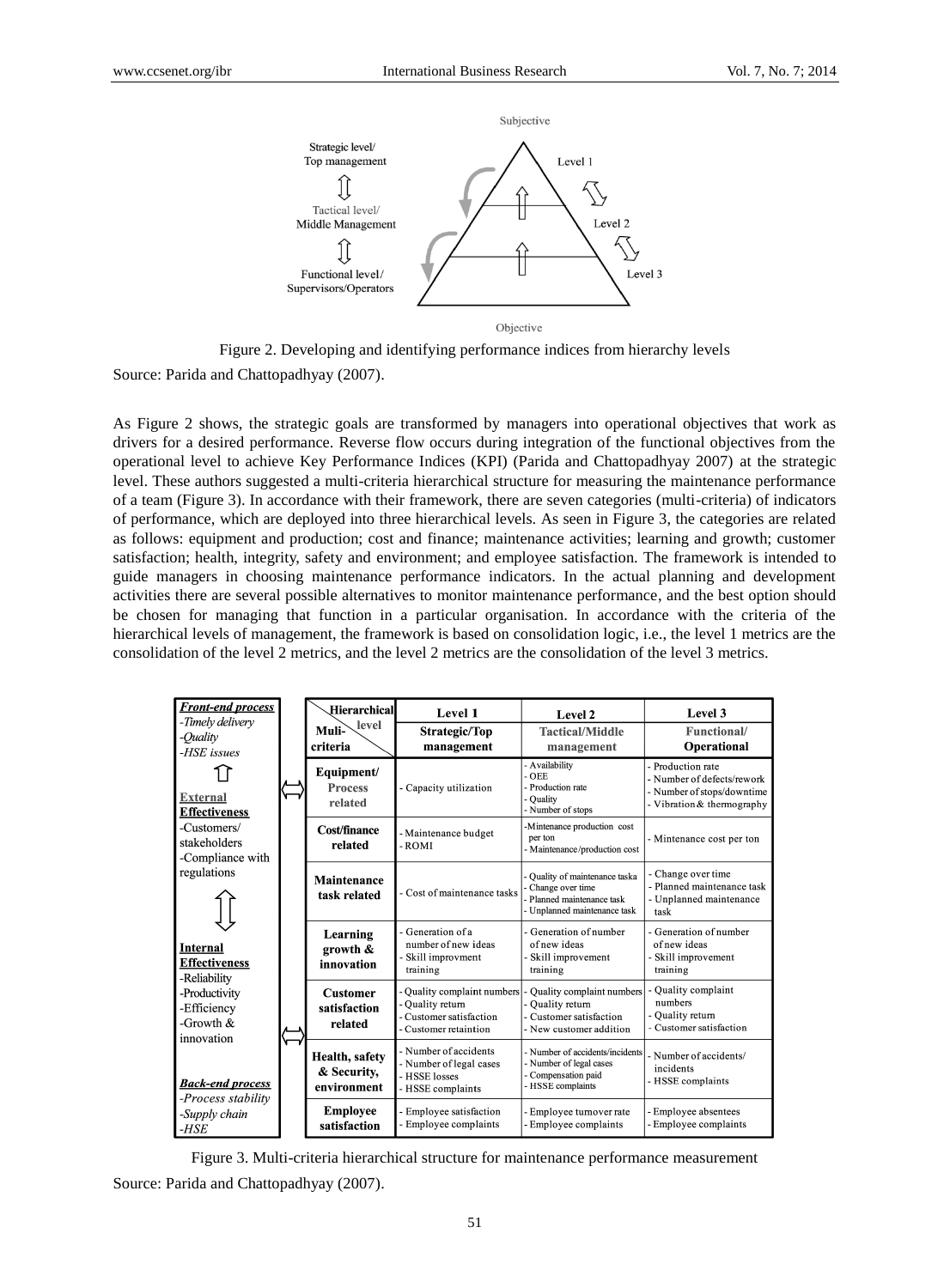Figure 2. Developing and identifying performance indices from hierarchy levels

Source: Parida and Chattopadhyay (2007).

As Figure 2 shows, the strategic goals are transformed by managers into operational objectives that work as drivers for a desired performance. Reverse flow occurs during integration of the functional objectives from the operational level to achieve Key Performance Indices (KPI) (Parida and Chattopadhyay 2007) at the strategic level. These authors suggested a multi-criteria hierarchical structure for measuring the maintenance performance of a team (Figure 3). In accordance with their framework, there are seven categories (multi-criteria) of indicators of performance, which are deployed into three hierarchical levels. As seen in Figure 3, the categories are related as follows: equipment and production; cost and finance; maintenance activities; learning and growth; customer satisfaction; health, integrity, safety and environment; and employee satisfaction. The framework is intended to guide managers in choosing maintenance performance indicators. In the actual planning and development activities there are several possible alternatives to monitor maintenance performance, and the best option should be chosen for managing that function in a particular organisation. In accordance with the criteria of the hierarchical levels of management, the framework is based on consolidation logic, i.e., the level 1 metrics are the consolidation of the level 2 metrics, and the level 2 metrics are the consolidation of the level 3 metrics.

| Hierarchical level / Muli-criteria | Level 1 Strategic/Top management | Level 2 Tactical/Middle management | Level 3 Functional/ Operational |
|---|---|---|---|
| Equipment/ Process related | - Capacity utilization | - Availability - OEE - Production rate - Quality - Number of stops | - Production rate - Number of defects/rework - Number of stops/downtime - Vibration & thermography |
| Cost/finance related | - Maintenance budget - ROMI | -Mintenance production cost per ton - Maintenance/production cost | - Mintenance cost per ton |
| Maintenance task related | - Cost of maintenance tasks | - Quality of maintenance taska - Change over time - Planned maintenance task - Unplanned maintenance task | - Change over time - Planned maintenance task - Unplanned maintenance task |
| Learning growth & innovation | - Generation of a number of new ideas - Skill improvment training | - Generation of number of new ideas - Skill improvement training | - Generation of number of new ideas - Skill improvement training |
| Customer satisfaction related | - Quality complaint numbers - Quality return - Customer satisfaction - Customer retaintion | - Quality complaint numbers - Quality return - Customer satisfaction - New customer addition | - Quality complaint numbers - Quality return - Customer satisfaction |
| Health, safety & Security, environment | - Number of accidents - Number of legal cases - HSSE losses - HSSE complaints | - Number of accidents/incidents - Number of legal cases - Compensation paid - HSSE complaints | - Number of accidents/ incidents - HSSE complaints |
| Employee satisfaction | - Employee satisfaction - Employee complaints | - Employee turnover rate - Employee complaints | - Employee absentees - Employee complaints |

*Front-end process*: -Timely delivery, -Quality, -HSE issues

**External Effectiveness**: -Customers/ stakeholders, -Compliance with regulations

**Internal Effectiveness**: -Reliability, -Productivity, -Efficiency, -Growth & innovation

*Back-end process*: -Process stability, -Supply chain, -HSE

Figure 3. Multi-criteria hierarchical structure for maintenance performance measurement

Source: Parida and Chattopadhyay (2007).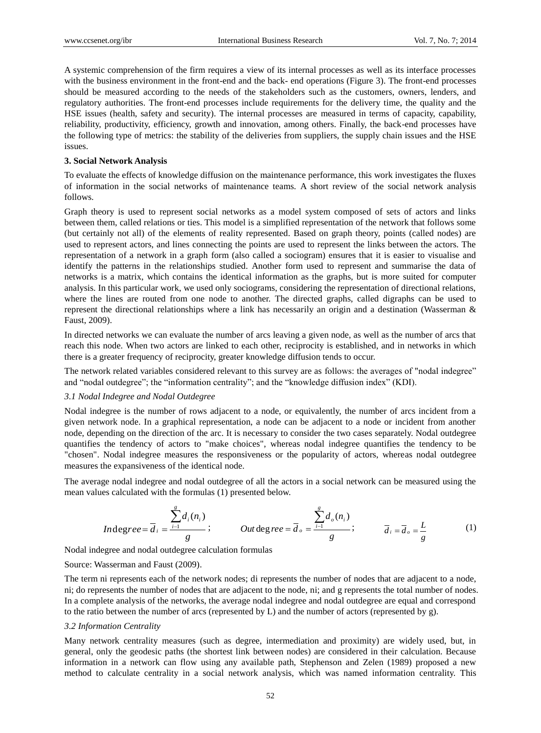A systemic comprehension of the firm requires a view of its internal processes as well as its interface processes with the business environment in the front-end and the back- end operations (Figure 3). The front-end processes should be measured according to the needs of the stakeholders such as the customers, owners, lenders, and regulatory authorities. The front-end processes include requirements for the delivery time, the quality and the HSE issues (health, safety and security). The internal processes are measured in terms of capacity, capability, reliability, productivity, efficiency, growth and innovation, among others. Finally, the back-end processes have the following type of metrics: the stability of the deliveries from suppliers, the supply chain issues and the HSE issues.

## 3. Social Network Analysis

To evaluate the effects of knowledge diffusion on the maintenance performance, this work investigates the fluxes of information in the social networks of maintenance teams. A short review of the social network analysis follows.

Graph theory is used to represent social networks as a model system composed of sets of actors and links between them, called relations or ties. This model is a simplified representation of the network that follows some (but certainly not all) of the elements of reality represented. Based on graph theory, points (called nodes) are used to represent actors, and lines connecting the points are used to represent the links between the actors. The representation of a network in a graph form (also called a sociogram) ensures that it is easier to visualise and identify the patterns in the relationships studied. Another form used to represent and summarise the data of networks is a matrix, which contains the identical information as the graphs, but is more suited for computer analysis. In this particular work, we used only sociograms, considering the representation of directional relations, where the lines are routed from one node to another. The directed graphs, called digraphs can be used to represent the directional relationships where a link has necessarily an origin and a destination (Wasserman & Faust, 2009).

In directed networks we can evaluate the number of arcs leaving a given node, as well as the number of arcs that reach this node. When two actors are linked to each other, reciprocity is established, and in networks in which there is a greater frequency of reciprocity, greater knowledge diffusion tends to occur.

The network related variables considered relevant to this survey are as follows: the averages of "nodal indegree" and "nodal outdegree"; the "information centrality"; and the "knowledge diffusion index" (KDI).

### *3.1 Nodal Indegree and Nodal Outdegree*

Nodal indegree is the number of rows adjacent to a node, or equivalently, the number of arcs incident from a given network node. In a graphical representation, a node can be adjacent to a node or incident from another node, depending on the direction of the arc. It is necessary to consider the two cases separately. Nodal outdegree quantifies the tendency of actors to "make choices", whereas nodal indegree quantifies the tendency to be "chosen". Nodal indegree measures the responsiveness or the popularity of actors, whereas nodal outdegree measures the expansiveness of the identical node.

The average nodal indegree and nodal outdegree of all the actors in a social network can be measured using the mean values calculated with the formulas (1) presented below.

$$Indegree = \bar{d}_i = \frac{\sum_{i=1}^{g} d_i(n_i)}{g}; \qquad Out\deg ree = \bar{d}_o = \frac{\sum_{i=1}^{g} d_o(n_i)}{g}; \qquad \bar{d}_i = \bar{d}_o = \frac{L}{g} \tag{1}$$

Nodal indegree and nodal outdegree calculation formulas

Source: Wasserman and Faust (2009).

The term ni represents each of the network nodes; di represents the number of nodes that are adjacent to a node, ni; do represents the number of nodes that are adjacent to the node, ni; and g represents the total number of nodes. In a complete analysis of the networks, the average nodal indegree and nodal outdegree are equal and correspond to the ratio between the number of arcs (represented by L) and the number of actors (represented by g).

### *3.2 Information Centrality*

Many network centrality measures (such as degree, intermediation and proximity) are widely used, but, in general, only the geodesic paths (the shortest link between nodes) are considered in their calculation. Because information in a network can flow using any available path, Stephenson and Zelen (1989) proposed a new method to calculate centrality in a social network analysis, which was named information centrality. This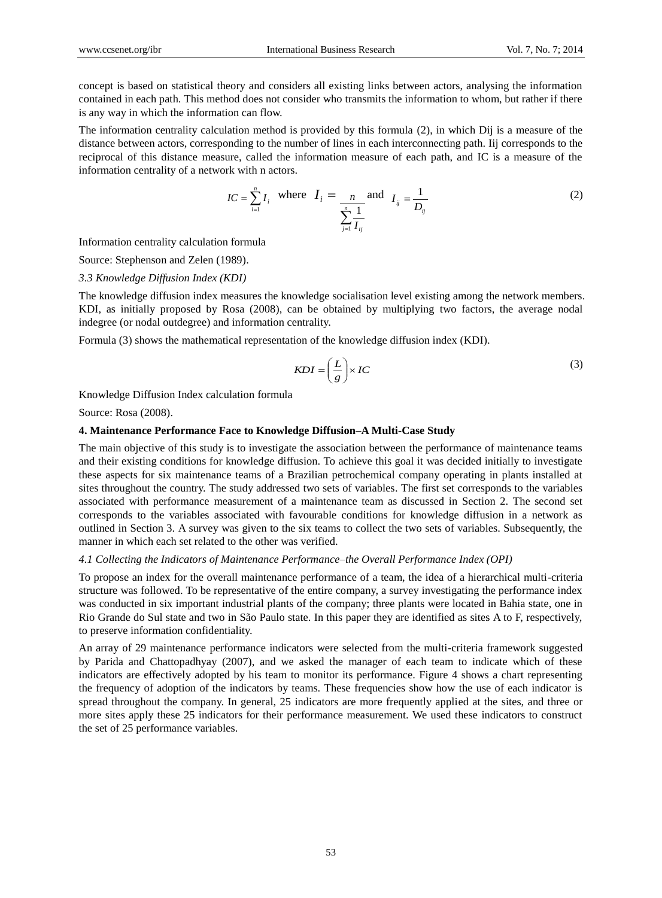concept is based on statistical theory and considers all existing links between actors, analysing the information contained in each path. This method does not consider who transmits the information to whom, but rather if there is any way in which the information can flow.

The information centrality calculation method is provided by this formula (2), in which Dij is a measure of the distance between actors, corresponding to the number of lines in each interconnecting path. Iij corresponds to the reciprocal of this distance measure, called the information measure of each path, and IC is a measure of the information centrality of a network with n actors.

$$IC = \sum_{i=1}^{n} I_i \quad \text{where} \quad I_i = \frac{n}{\sum_{j=1}^{n} \frac{1}{I_{ij}}} \quad \text{and} \quad I_{ij} = \frac{1}{D_{ij}} \tag{2}$$

Information centrality calculation formula

Source: Stephenson and Zelen (1989).

### *3.3 Knowledge Diffusion Index (KDI)*

The knowledge diffusion index measures the knowledge socialisation level existing among the network members. KDI, as initially proposed by Rosa (2008), can be obtained by multiplying two factors, the average nodal indegree (or nodal outdegree) and information centrality.

Formula (3) shows the mathematical representation of the knowledge diffusion index (KDI).

$$KDI = \left(\frac{L}{g}\right) \times IC \tag{3}$$

Knowledge Diffusion Index calculation formula

Source: Rosa (2008).

## **4. Maintenance Performance Face to Knowledge Diffusion–A Multi-Case Study**

The main objective of this study is to investigate the association between the performance of maintenance teams and their existing conditions for knowledge diffusion. To achieve this goal it was decided initially to investigate these aspects for six maintenance teams of a Brazilian petrochemical company operating in plants installed at sites throughout the country. The study addressed two sets of variables. The first set corresponds to the variables associated with performance measurement of a maintenance team as discussed in Section 2. The second set corresponds to the variables associated with favourable conditions for knowledge diffusion in a network as outlined in Section 3. A survey was given to the six teams to collect the two sets of variables. Subsequently, the manner in which each set related to the other was verified.

### *4.1 Collecting the Indicators of Maintenance Performance–the Overall Performance Index (OPI)*

To propose an index for the overall maintenance performance of a team, the idea of a hierarchical multi-criteria structure was followed. To be representative of the entire company, a survey investigating the performance index was conducted in six important industrial plants of the company; three plants were located in Bahia state, one in Rio Grande do Sul state and two in São Paulo state. In this paper they are identified as sites A to F, respectively, to preserve information confidentiality.

An array of 29 maintenance performance indicators were selected from the multi-criteria framework suggested by Parida and Chattopadhyay (2007), and we asked the manager of each team to indicate which of these indicators are effectively adopted by his team to monitor its performance. Figure 4 shows a chart representing the frequency of adoption of the indicators by teams. These frequencies show how the use of each indicator is spread throughout the company. In general, 25 indicators are more frequently applied at the sites, and three or more sites apply these 25 indicators for their performance measurement. We used these indicators to construct the set of 25 performance variables.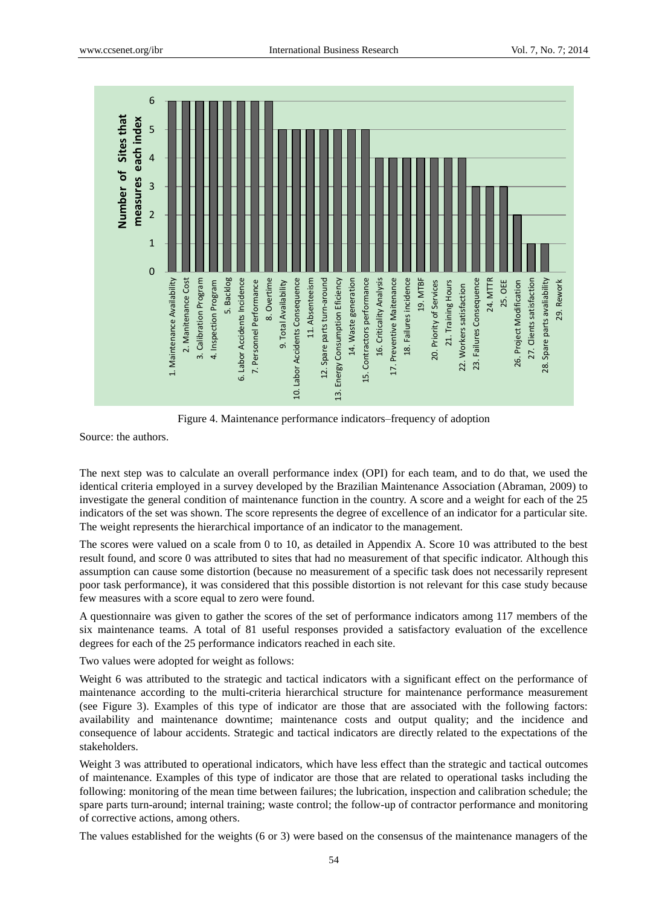Figure 4. Maintenance performance indicators–frequency of adoption

Source: the authors.

The next step was to calculate an overall performance index (OPI) for each team, and to do that, we used the identical criteria employed in a survey developed by the Brazilian Maintenance Association (Abraman, 2009) to investigate the general condition of maintenance function in the country. A score and a weight for each of the 25 indicators of the set was shown. The score represents the degree of excellence of an indicator for a particular site. The weight represents the hierarchical importance of an indicator to the management.

The scores were valued on a scale from 0 to 10, as detailed in Appendix A. Score 10 was attributed to the best result found, and score 0 was attributed to sites that had no measurement of that specific indicator. Although this assumption can cause some distortion (because no measurement of a specific task does not necessarily represent poor task performance), it was considered that this possible distortion is not relevant for this case study because few measures with a score equal to zero were found.

A questionnaire was given to gather the scores of the set of performance indicators among 117 members of the six maintenance teams. A total of 81 useful responses provided a satisfactory evaluation of the excellence degrees for each of the 25 performance indicators reached in each site.

Two values were adopted for weight as follows:

Weight 6 was attributed to the strategic and tactical indicators with a significant effect on the performance of maintenance according to the multi-criteria hierarchical structure for maintenance performance measurement (see Figure 3). Examples of this type of indicator are those that are associated with the following factors: availability and maintenance downtime; maintenance costs and output quality; and the incidence and consequence of labour accidents. Strategic and tactical indicators are directly related to the expectations of the stakeholders.

Weight 3 was attributed to operational indicators, which have less effect than the strategic and tactical outcomes of maintenance. Examples of this type of indicator are those that are related to operational tasks including the following: monitoring of the mean time between failures; the lubrication, inspection and calibration schedule; the spare parts turn-around; internal training; waste control; the follow-up of contractor performance and monitoring of corrective actions, among others.

The values established for the weights (6 or 3) were based on the consensus of the maintenance managers of the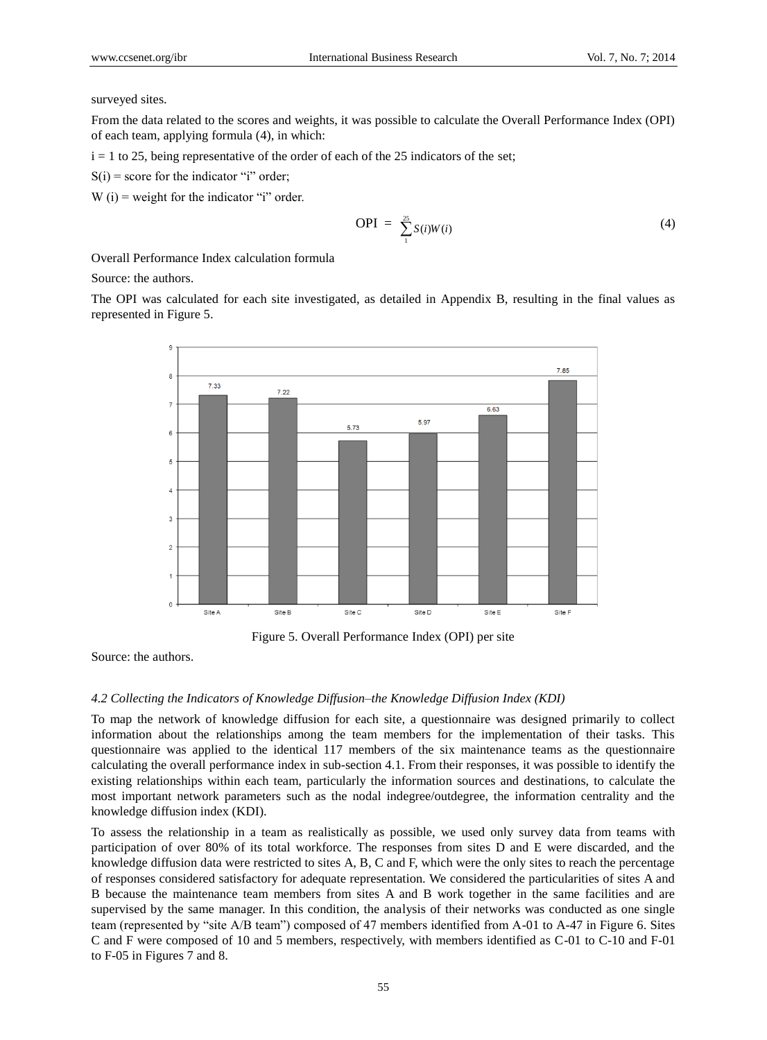surveyed sites.

From the data related to the scores and weights, it was possible to calculate the Overall Performance Index (OPI) of each team, applying formula (4), in which:

i = 1 to 25, being representative of the order of each of the 25 indicators of the set;

S(i) = score for the indicator "i" order;

W (i) = weight for the indicator "i" order.

$$\text{OPI} = \sum_{1}^{25} S(i)W(i) \tag{4}$$

Overall Performance Index calculation formula

Source: the authors.

The OPI was calculated for each site investigated, as detailed in Appendix B, resulting in the final values as represented in Figure 5.

| Site | OPI |
|---|---|
| Site A | 7.33 |
| Site B | 7.22 |
| Site C | 5.73 |
| Site D | 5.97 |
| Site E | 6.63 |
| Site F | 7.85 |

Figure 5. Overall Performance Index (OPI) per site

Source: the authors.

### *4.2 Collecting the Indicators of Knowledge Diffusion–the Knowledge Diffusion Index (KDI)*

To map the network of knowledge diffusion for each site, a questionnaire was designed primarily to collect information about the relationships among the team members for the implementation of their tasks. This questionnaire was applied to the identical 117 members of the six maintenance teams as the questionnaire calculating the overall performance index in sub-section 4.1. From their responses, it was possible to identify the existing relationships within each team, particularly the information sources and destinations, to calculate the most important network parameters such as the nodal indegree/outdegree, the information centrality and the knowledge diffusion index (KDI).

To assess the relationship in a team as realistically as possible, we used only survey data from teams with participation of over 80% of its total workforce. The responses from sites D and E were discarded, and the knowledge diffusion data were restricted to sites A, B, C and F, which were the only sites to reach the percentage of responses considered satisfactory for adequate representation. We considered the particularities of sites A and B because the maintenance team members from sites A and B work together in the same facilities and are supervised by the same manager. In this condition, the analysis of their networks was conducted as one single team (represented by "site A/B team") composed of 47 members identified from A-01 to A-47 in Figure 6. Sites C and F were composed of 10 and 5 members, respectively, with members identified as C-01 to C-10 and F-01 to F-05 in Figures 7 and 8.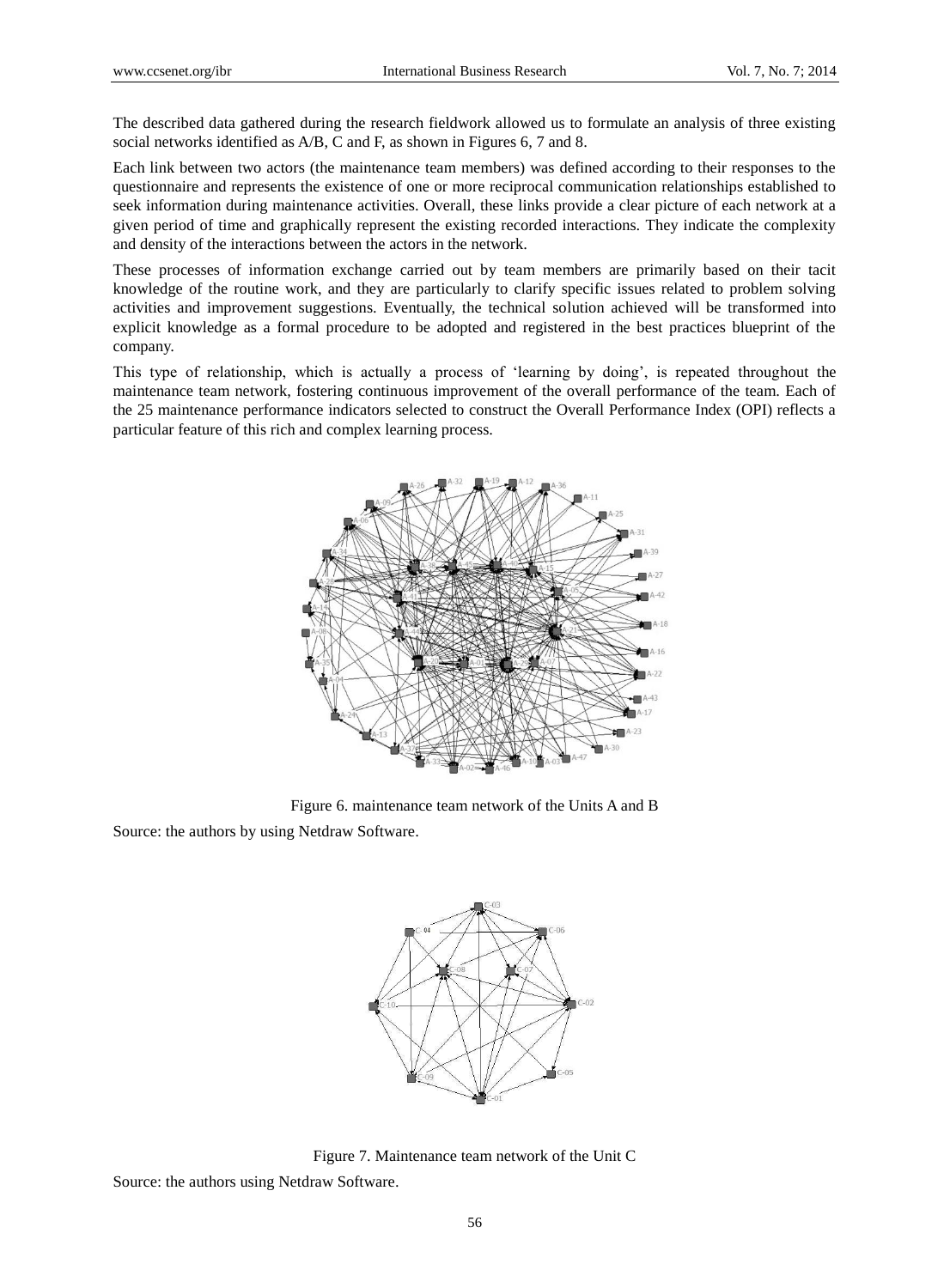The described data gathered during the research fieldwork allowed us to formulate an analysis of three existing social networks identified as A/B, C and F, as shown in Figures 6, 7 and 8.

Each link between two actors (the maintenance team members) was defined according to their responses to the questionnaire and represents the existence of one or more reciprocal communication relationships established to seek information during maintenance activities. Overall, these links provide a clear picture of each network at a given period of time and graphically represent the existing recorded interactions. They indicate the complexity and density of the interactions between the actors in the network.

These processes of information exchange carried out by team members are primarily based on their tacit knowledge of the routine work, and they are particularly to clarify specific issues related to problem solving activities and improvement suggestions. Eventually, the technical solution achieved will be transformed into explicit knowledge as a formal procedure to be adopted and registered in the best practices blueprint of the company.

This type of relationship, which is actually a process of 'learning by doing', is repeated throughout the maintenance team network, fostering continuous improvement of the overall performance of the team. Each of the 25 maintenance performance indicators selected to construct the Overall Performance Index (OPI) reflects a particular feature of this rich and complex learning process.

Figure 6. maintenance team network of the Units A and B

Source: the authors by using Netdraw Software.

Figure 7. Maintenance team network of the Unit C

Source: the authors using Netdraw Software.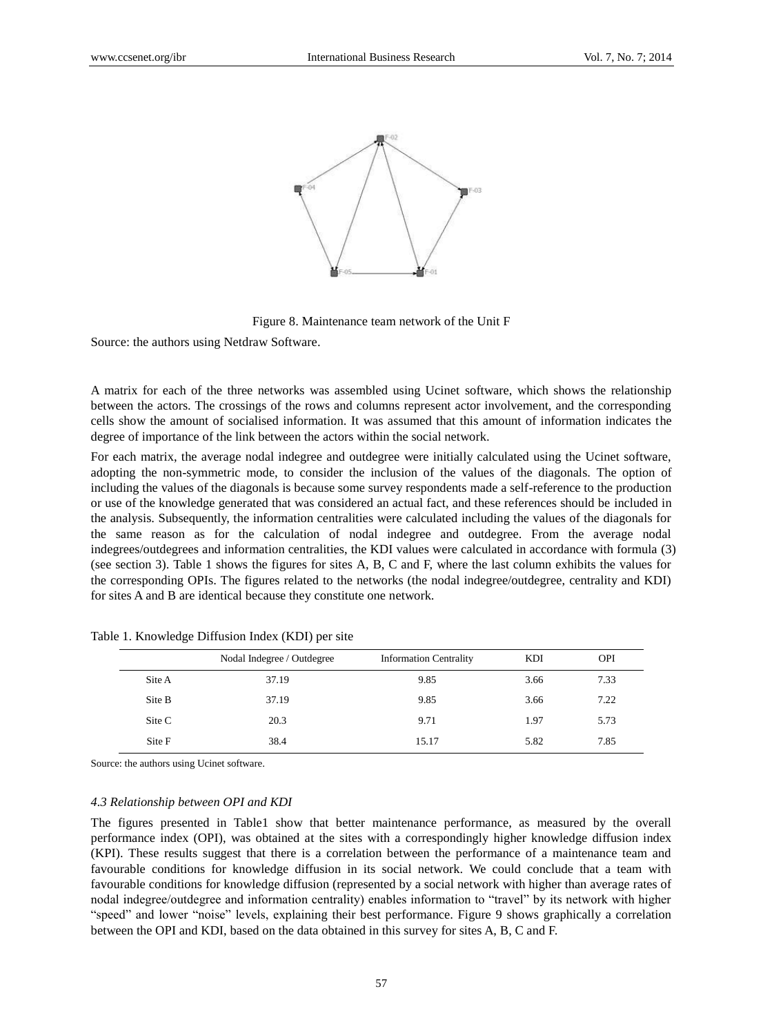Figure 8. Maintenance team network of the Unit F

Source: the authors using Netdraw Software.

A matrix for each of the three networks was assembled using Ucinet software, which shows the relationship between the actors. The crossings of the rows and columns represent actor involvement, and the corresponding cells show the amount of socialised information. It was assumed that this amount of information indicates the degree of importance of the link between the actors within the social network.

For each matrix, the average nodal indegree and outdegree were initially calculated using the Ucinet software, adopting the non-symmetric mode, to consider the inclusion of the values of the diagonals. The option of including the values of the diagonals is because some survey respondents made a self-reference to the production or use of the knowledge generated that was considered an actual fact, and these references should be included in the analysis. Subsequently, the information centralities were calculated including the values of the diagonals for the same reason as for the calculation of nodal indegree and outdegree. From the average nodal indegrees/outdegrees and information centralities, the KDI values were calculated in accordance with formula (3) (see section 3). Table 1 shows the figures for sites A, B, C and F, where the last column exhibits the values for the corresponding OPIs. The figures related to the networks (the nodal indegree/outdegree, centrality and KDI) for sites A and B are identical because they constitute one network.

Table 1. Knowledge Diffusion Index (KDI) per site

| | Nodal Indegree / Outdegree | Information Centrality | KDI | OPI |
|---|---|---|---|---|
| Site A | 37.19 | 9.85 | 3.66 | 7.33 |
| Site B | 37.19 | 9.85 | 3.66 | 7.22 |
| Site C | 20.3 | 9.71 | 1.97 | 5.73 |
| Site F | 38.4 | 15.17 | 5.82 | 7.85 |

Source: the authors using Ucinet software.

### *4.3 Relationship between OPI and KDI*

The figures presented in Table1 show that better maintenance performance, as measured by the overall performance index (OPI), was obtained at the sites with a correspondingly higher knowledge diffusion index (KPI). These results suggest that there is a correlation between the performance of a maintenance team and favourable conditions for knowledge diffusion in its social network. We could conclude that a team with favourable conditions for knowledge diffusion (represented by a social network with higher than average rates of nodal indegree/outdegree and information centrality) enables information to "travel" by its network with higher "speed" and lower "noise" levels, explaining their best performance. Figure 9 shows graphically a correlation between the OPI and KDI, based on the data obtained in this survey for sites A, B, C and F.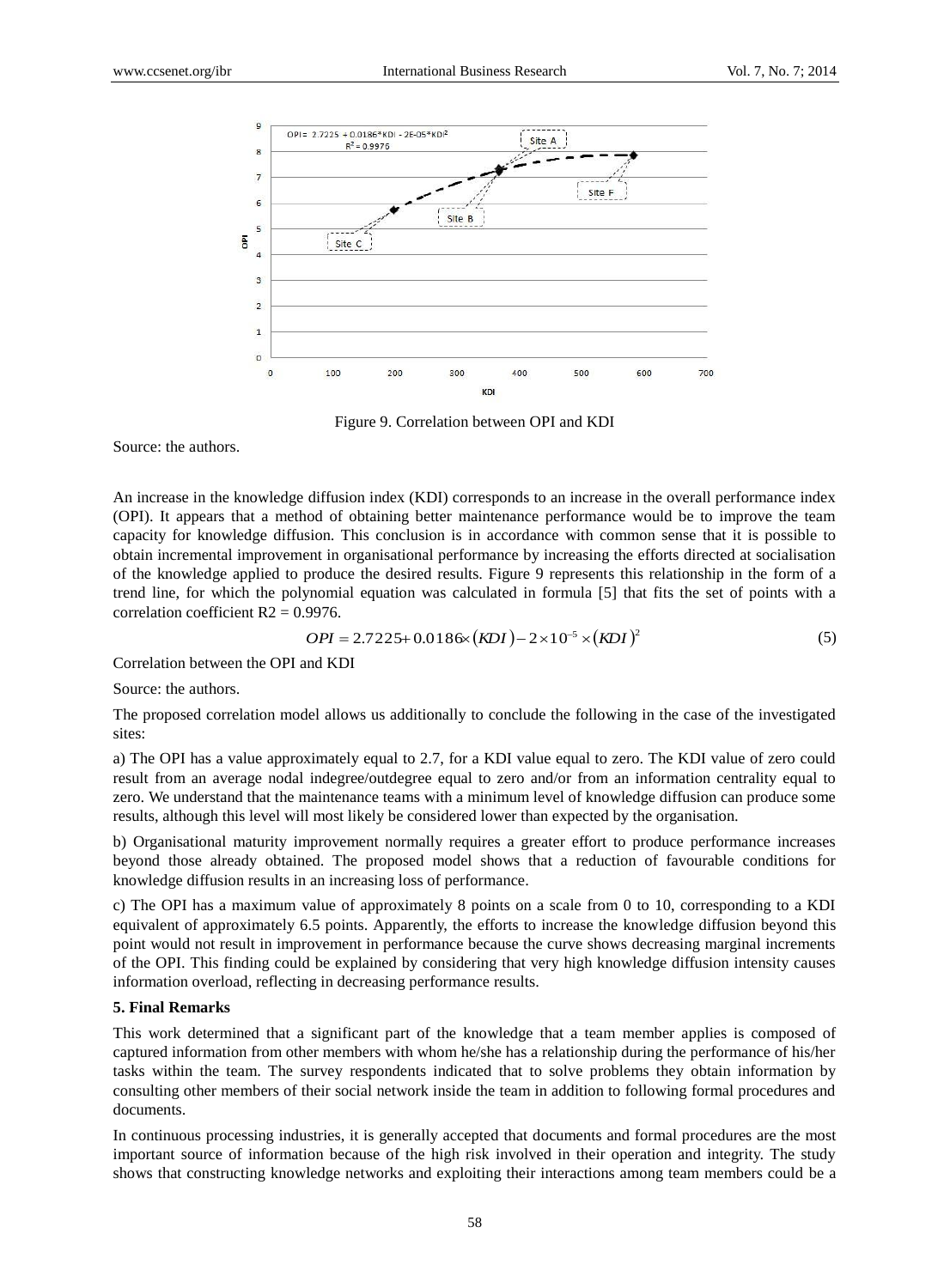Figure 9. Correlation between OPI and KDI

Source: the authors.

An increase in the knowledge diffusion index (KDI) corresponds to an increase in the overall performance index (OPI). It appears that a method of obtaining better maintenance performance would be to improve the team capacity for knowledge diffusion. This conclusion is in accordance with common sense that it is possible to obtain incremental improvement in organisational performance by increasing the efforts directed at socialisation of the knowledge applied to produce the desired results. Figure 9 represents this relationship in the form of a trend line, for which the polynomial equation was calculated in formula [5] that fits the set of points with a correlation coefficient R2 = 0.9976.

$$OPI = 2.7225 + 0.0186 \times (KDI) - 2 \times 10^{-5} \times (KDI)^2 \tag{5}$$

Correlation between the OPI and KDI

Source: the authors.

The proposed correlation model allows us additionally to conclude the following in the case of the investigated sites:

a) The OPI has a value approximately equal to 2.7, for a KDI value equal to zero. The KDI value of zero could result from an average nodal indegree/outdegree equal to zero and/or from an information centrality equal to zero. We understand that the maintenance teams with a minimum level of knowledge diffusion can produce some results, although this level will most likely be considered lower than expected by the organisation.

b) Organisational maturity improvement normally requires a greater effort to produce performance increases beyond those already obtained. The proposed model shows that a reduction of favourable conditions for knowledge diffusion results in an increasing loss of performance.

c) The OPI has a maximum value of approximately 8 points on a scale from 0 to 10, corresponding to a KDI equivalent of approximately 6.5 points. Apparently, the efforts to increase the knowledge diffusion beyond this point would not result in improvement in performance because the curve shows decreasing marginal increments of the OPI. This finding could be explained by considering that very high knowledge diffusion intensity causes information overload, reflecting in decreasing performance results.

## 5. Final Remarks

This work determined that a significant part of the knowledge that a team member applies is composed of captured information from other members with whom he/she has a relationship during the performance of his/her tasks within the team. The survey respondents indicated that to solve problems they obtain information by consulting other members of their social network inside the team in addition to following formal procedures and documents.

In continuous processing industries, it is generally accepted that documents and formal procedures are the most important source of information because of the high risk involved in their operation and integrity. The study shows that constructing knowledge networks and exploiting their interactions among team members could be a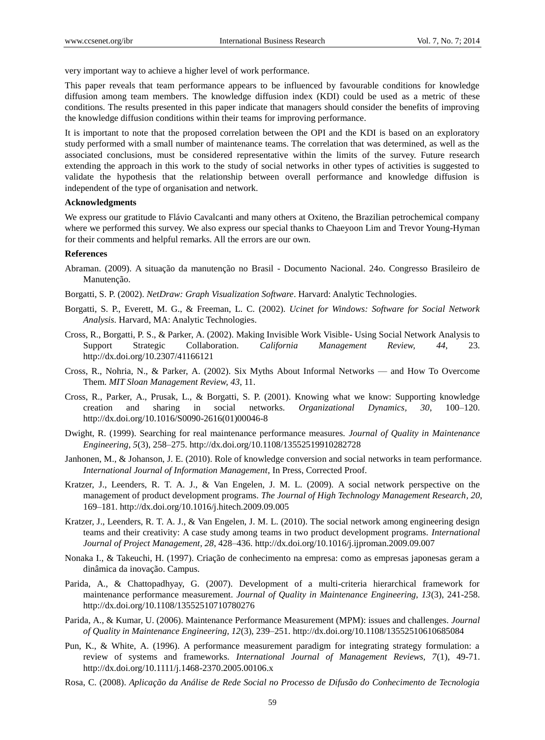very important way to achieve a higher level of work performance.

This paper reveals that team performance appears to be influenced by favourable conditions for knowledge diffusion among team members. The knowledge diffusion index (KDI) could be used as a metric of these conditions. The results presented in this paper indicate that managers should consider the benefits of improving the knowledge diffusion conditions within their teams for improving performance.

It is important to note that the proposed correlation between the OPI and the KDI is based on an exploratory study performed with a small number of maintenance teams. The correlation that was determined, as well as the associated conclusions, must be considered representative within the limits of the survey. Future research extending the approach in this work to the study of social networks in other types of activities is suggested to validate the hypothesis that the relationship between overall performance and knowledge diffusion is independent of the type of organisation and network.

**Acknowledgments**

We express our gratitude to Flávio Cavalcanti and many others at Oxiteno, the Brazilian petrochemical company where we performed this survey. We also express our special thanks to Chaeyoon Lim and Trevor Young-Hyman for their comments and helpful remarks. All the errors are our own.

**References**

Abraman. (2009). A situação da manutenção no Brasil - Documento Nacional. 24o. Congresso Brasileiro de Manutenção.

Borgatti, S. P. (2002). *NetDraw: Graph Visualization Software*. Harvard: Analytic Technologies.

Borgatti, S. P., Everett, M. G., & Freeman, L. C. (2002). *Ucinet for Windows: Software for Social Network Analysis*. Harvard, MA: Analytic Technologies.

Cross, R., Borgatti, P. S., & Parker, A. (2002). Making Invisible Work Visible- Using Social Network Analysis to Support Strategic Collaboration. *California Management Review, 44*, 23. http://dx.doi.org/10.2307/41166121

Cross, R., Nohria, N., & Parker, A. (2002). Six Myths About Informal Networks — and How To Overcome Them. *MIT Sloan Management Review, 43*, 11.

Cross, R., Parker, A., Prusak, L., & Borgatti, S. P. (2001). Knowing what we know: Supporting knowledge creation and sharing in social networks. *Organizational Dynamics, 30*, 100–120. http://dx.doi.org/10.1016/S0090-2616(01)00046-8

Dwight, R. (1999). Searching for real maintenance performance measures. *Journal of Quality in Maintenance Engineering, 5*(3), 258–275. http://dx.doi.org/10.1108/13552519910282728

Janhonen, M., & Johanson, J. E. (2010). Role of knowledge conversion and social networks in team performance. *International Journal of Information Management*, In Press, Corrected Proof.

Kratzer, J., Leenders, R. T. A. J., & Van Engelen, J. M. L. (2009). A social network perspective on the management of product development programs. *The Journal of High Technology Management Research, 20*, 169–181. http://dx.doi.org/10.1016/j.hitech.2009.09.005

Kratzer, J., Leenders, R. T. A. J., & Van Engelen, J. M. L. (2010). The social network among engineering design teams and their creativity: A case study among teams in two product development programs. *International Journal of Project Management, 28*, 428–436. http://dx.doi.org/10.1016/j.ijproman.2009.09.007

Nonaka I., & Takeuchi, H. (1997). Criação de conhecimento na empresa: como as empresas japonesas geram a dinâmica da inovação. Campus.

Parida, A., & Chattopadhyay, G. (2007). Development of a multi-criteria hierarchical framework for maintenance performance measurement. *Journal of Quality in Maintenance Engineering, 13*(3), 241-258. http://dx.doi.org/10.1108/13552510710780276

Parida, A., & Kumar, U. (2006). Maintenance Performance Measurement (MPM): issues and challenges. *Journal of Quality in Maintenance Engineering, 12*(3), 239–251. http://dx.doi.org/10.1108/13552510610685084

Pun, K., & White, A. (1996). A performance measurement paradigm for integrating strategy formulation: a review of systems and frameworks. *International Journal of Management Reviews, 7*(1), 49-71. http://dx.doi.org/10.1111/j.1468-2370.2005.00106.x

Rosa, C. (2008). *Aplicação da Análise de Rede Social no Processo de Difusão do Conhecimento de Tecnologia*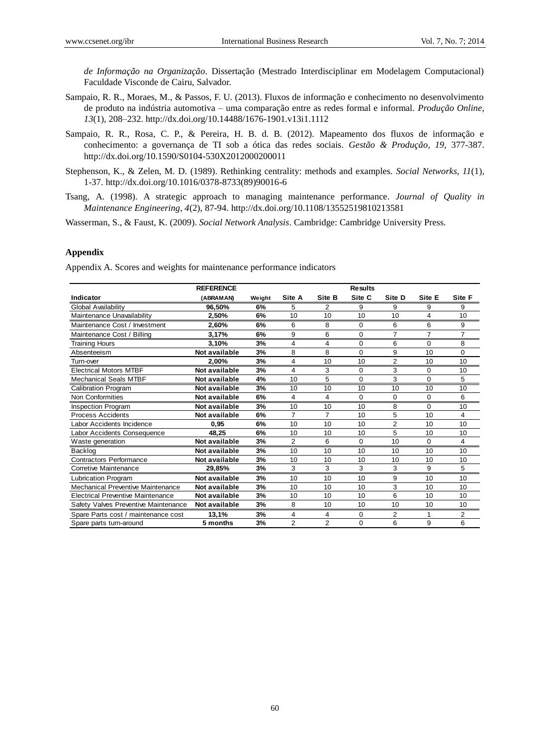*de Informação na Organização*. Dissertação (Mestrado Interdisciplinar em Modelagem Computacional) Faculdade Visconde de Cairu, Salvador.

Sampaio, R. R., Moraes, M., & Passos, F. U. (2013). Fluxos de informação e conhecimento no desenvolvimento de produto na indústria automotiva – uma comparação entre as redes formal e informal. *Produção Online, 13*(1), 208–232. http://dx.doi.org/10.14488/1676-1901.v13i1.1112

Sampaio, R. R., Rosa, C. P., & Pereira, H. B. d. B. (2012). Mapeamento dos fluxos de informação e conhecimento: a governança de TI sob a ótica das redes sociais. *Gestão & Produção, 19*, 377-387. http://dx.doi.org/10.1590/S0104-530X2012000200011

Stephenson, K., & Zelen, M. D. (1989). Rethinking centrality: methods and examples. *Social Networks, 11*(1), 1-37. http://dx.doi.org/10.1016/0378-8733(89)90016-6

Tsang, A. (1998). A strategic approach to managing maintenance performance. *Journal of Quality in Maintenance Engineering, 4*(2), 87-94. http://dx.doi.org/10.1108/13552519810213581

Wasserman, S., & Faust, K. (2009). *Social Network Analysis*. Cambridge: Cambridge University Press.

## Appendix

Appendix A. Scores and weights for maintenance performance indicators

| Indicator | REFERENCE (ABRAMAN) | Weight | Results Site A | Site B | Site C | Site D | Site E | Site F |
|---|---|---|---|---|---|---|---|---|
| Global Availability | **96,50%** | **6%** | 5 | 2 | 9 | 9 | 9 | 9 |
| Maintenance Unavailability | **2,50%** | **6%** | 10 | 10 | 10 | 10 | 4 | 10 |
| Maintenance Cost / Investment | **2,60%** | **6%** | 6 | 8 | 0 | 6 | 6 | 9 |
| Maintenance Cost / Billing | **3,17%** | **6%** | 9 | 6 | 0 | 7 | 7 | 7 |
| Training Hours | **3,10%** | **3%** | 4 | 4 | 0 | 6 | 0 | 8 |
| Absenteeism | **Not available** | **3%** | 8 | 8 | 0 | 9 | 10 | 0 |
| Turn-over | **2,00%** | **3%** | 4 | 10 | 10 | 2 | 10 | 10 |
| Electrical Motors MTBF | **Not available** | **3%** | 4 | 3 | 0 | 3 | 0 | 10 |
| Mechanical Seals MTBF | **Not available** | **4%** | 10 | 5 | 0 | 3 | 0 | 5 |
| Calibration Program | **Not available** | **3%** | 10 | 10 | 10 | 10 | 10 | 10 |
| Non Conformities | **Not available** | **6%** | 4 | 4 | 0 | 0 | 0 | 6 |
| Inspection Program | **Not available** | **3%** | 10 | 10 | 10 | 8 | 0 | 10 |
| Process Accidents | **Not available** | **6%** | 7 | 7 | 10 | 5 | 10 | 4 |
| Labor Accidents Incidence | **0,95** | **6%** | 10 | 10 | 10 | 2 | 10 | 10 |
| Labor Accidents Consequence | **48,25** | **6%** | 10 | 10 | 10 | 5 | 10 | 10 |
| Waste generation | **Not available** | **3%** | 2 | 6 | 0 | 10 | 0 | 4 |
| Backlog | **Not available** | **3%** | 10 | 10 | 10 | 10 | 10 | 10 |
| Contractors Performance | **Not available** | **3%** | 10 | 10 | 10 | 10 | 10 | 10 |
| Corretive Maintenance | **29,85%** | **3%** | 3 | 3 | 3 | 3 | 9 | 5 |
| Lubrication Program | **Not available** | **3%** | 10 | 10 | 10 | 9 | 10 | 10 |
| Mechanical Preventive Maintenance | **Not available** | **3%** | 10 | 10 | 10 | 3 | 10 | 10 |
| Electrical Preventive Maintenance | **Not available** | **3%** | 10 | 10 | 10 | 6 | 10 | 10 |
| Safety Valves Preventive Maintenance | **Not available** | **3%** | 8 | 10 | 10 | 10 | 10 | 10 |
| Spare Parts cost / maintenance cost | **13,1%** | **3%** | 4 | 4 | 0 | 2 | 1 | 2 |
| Spare parts turn-around | **5 months** | **3%** | 2 | 2 | 0 | 6 | 9 | 6 |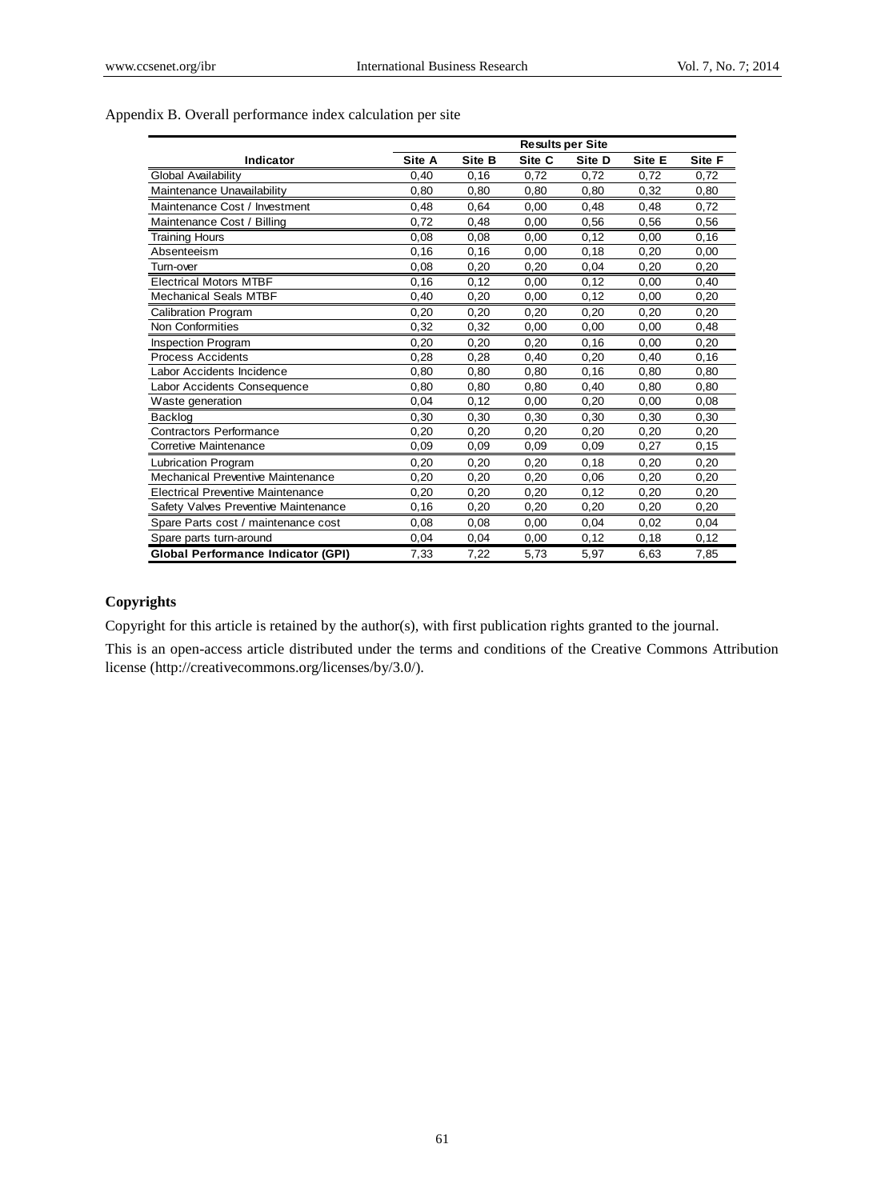Appendix B. Overall performance index calculation per site

| Indicator | Results per Site | | | | | |
| --- | --- | --- | --- | --- | --- | --- |
| | Site A | Site B | Site C | Site D | Site E | Site F |
| Global Availability | 0,40 | 0,16 | 0,72 | 0,72 | 0,72 | 0,72 |
| Maintenance Unavailability | 0,80 | 0,80 | 0,80 | 0,80 | 0,32 | 0,80 |
| Maintenance Cost / Investment | 0,48 | 0,64 | 0,00 | 0,48 | 0,48 | 0,72 |
| Maintenance Cost / Billing | 0,72 | 0,48 | 0,00 | 0,56 | 0,56 | 0,56 |
| Training Hours | 0,08 | 0,08 | 0,00 | 0,12 | 0,00 | 0,16 |
| Absenteeism | 0,16 | 0,16 | 0,00 | 0,18 | 0,20 | 0,00 |
| Turn-over | 0,08 | 0,20 | 0,20 | 0,04 | 0,20 | 0,20 |
| Electrical Motors MTBF | 0,16 | 0,12 | 0,00 | 0,12 | 0,00 | 0,40 |
| Mechanical Seals MTBF | 0,40 | 0,20 | 0,00 | 0,12 | 0,00 | 0,20 |
| Calibration Program | 0,20 | 0,20 | 0,20 | 0,20 | 0,20 | 0,20 |
| Non Conformities | 0,32 | 0,32 | 0,00 | 0,00 | 0,00 | 0,48 |
| Inspection Program | 0,20 | 0,20 | 0,20 | 0,16 | 0,00 | 0,20 |
| Process Accidents | 0,28 | 0,28 | 0,40 | 0,20 | 0,40 | 0,16 |
| Labor Accidents Incidence | 0,80 | 0,80 | 0,80 | 0,16 | 0,80 | 0,80 |
| Labor Accidents Consequence | 0,80 | 0,80 | 0,80 | 0,40 | 0,80 | 0,80 |
| Waste generation | 0,04 | 0,12 | 0,00 | 0,20 | 0,00 | 0,08 |
| Backlog | 0,30 | 0,30 | 0,30 | 0,30 | 0,30 | 0,30 |
| Contractors Performance | 0,20 | 0,20 | 0,20 | 0,20 | 0,20 | 0,20 |
| Corretive Maintenance | 0,09 | 0,09 | 0,09 | 0,09 | 0,27 | 0,15 |
| Lubrication Program | 0,20 | 0,20 | 0,20 | 0,18 | 0,20 | 0,20 |
| Mechanical Preventive Maintenance | 0,20 | 0,20 | 0,20 | 0,06 | 0,20 | 0,20 |
| Electrical Preventive Maintenance | 0,20 | 0,20 | 0,20 | 0,12 | 0,20 | 0,20 |
| Safety Valves Preventive Maintenance | 0,16 | 0,20 | 0,20 | 0,20 | 0,20 | 0,20 |
| Spare Parts cost / maintenance cost | 0,08 | 0,08 | 0,00 | 0,04 | 0,02 | 0,04 |
| Spare parts turn-around | 0,04 | 0,04 | 0,00 | 0,12 | 0,18 | 0,12 |
| **Global Performance Indicator (GPI)** | 7,33 | 7,22 | 5,73 | 5,97 | 6,63 | 7,85 |

## Copyrights

Copyright for this article is retained by the author(s), with first publication rights granted to the journal.

This is an open-access article distributed under the terms and conditions of the Creative Commons Attribution license (http://creativecommons.org/licenses/by/3.0/).